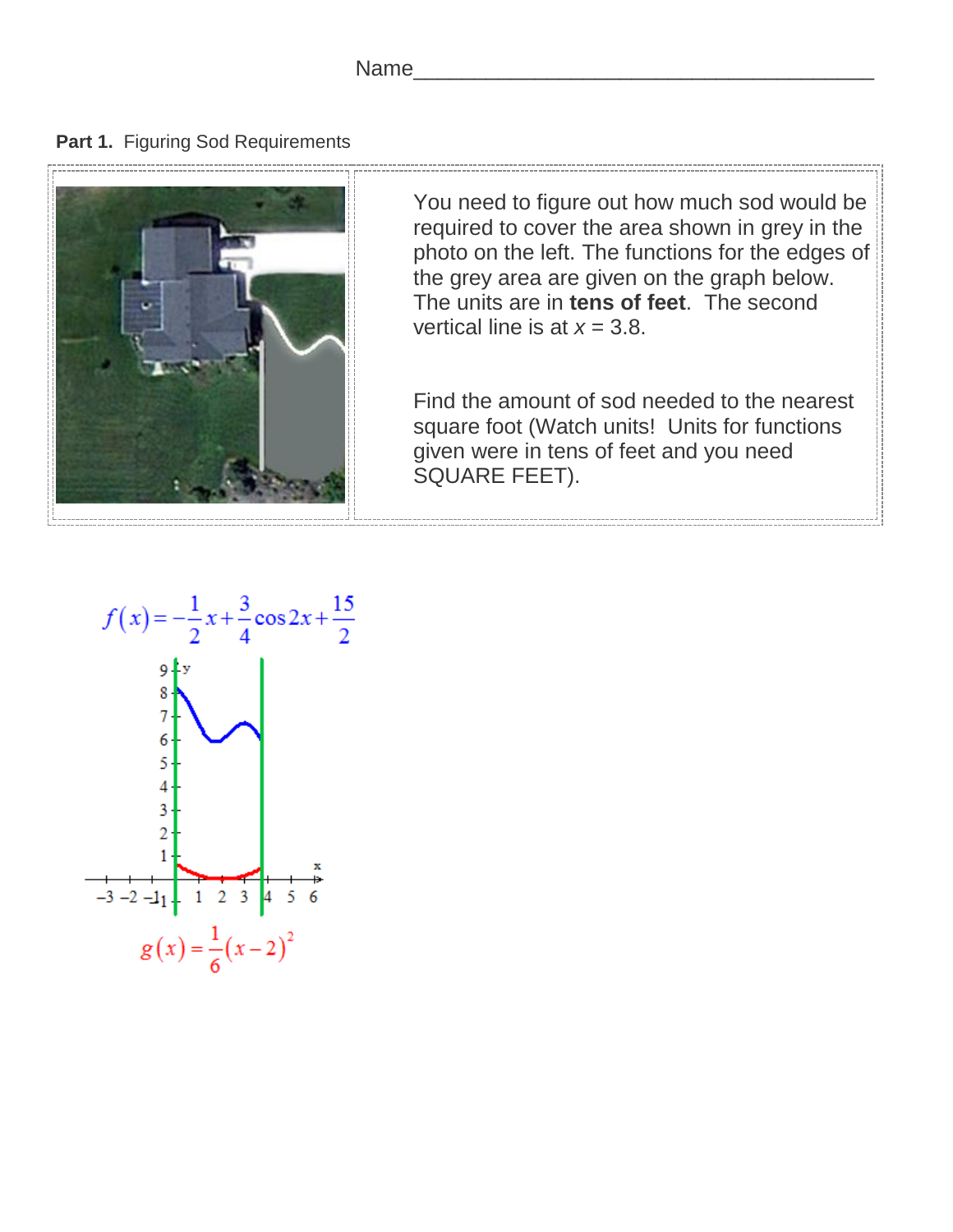Name_______________________________________

**Part 1.** Figuring Sod Requirements

You need to figure out how much sod would be required to cover the area shown in grey in the photo on the left. The functions for the edges of the grey area are given on the graph below. The units are in **tens of feet**. The second vertical line is at $x = 3.8$.

Find the amount of sod needed to the nearest square foot (Watch units! Units for functions given were in tens of feet and you need SQUARE FEET).

$$f(x) = -\frac{1}{2}x + \frac{3}{4}\cos 2x + \frac{15}{2}$$

$$g(x) = \frac{1}{6}(x-2)^2$$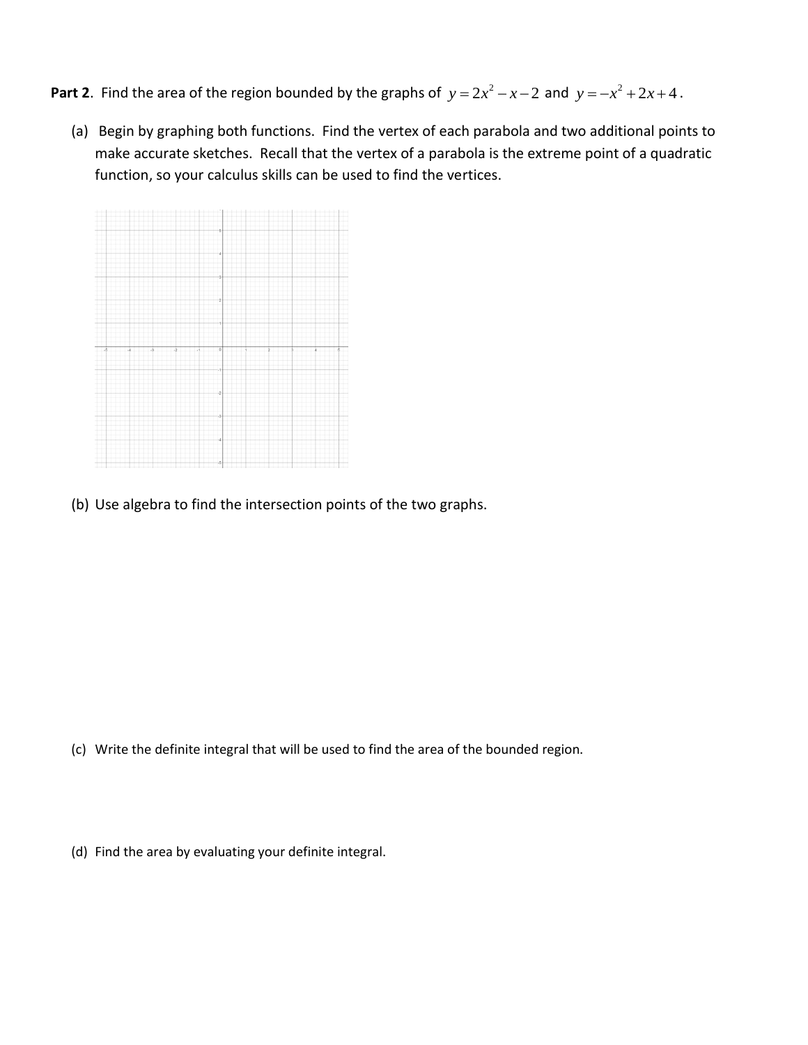**Part 2**. Find the area of the region bounded by the graphs of $y = 2x^2 - x - 2$ and $y = -x^2 + 2x + 4$.

(a) Begin by graphing both functions. Find the vertex of each parabola and two additional points to make accurate sketches. Recall that the vertex of a parabola is the extreme point of a quadratic function, so your calculus skills can be used to find the vertices.

(b) Use algebra to find the intersection points of the two graphs.

(c) Write the definite integral that will be used to find the area of the bounded region.

(d) Find the area by evaluating your definite integral.